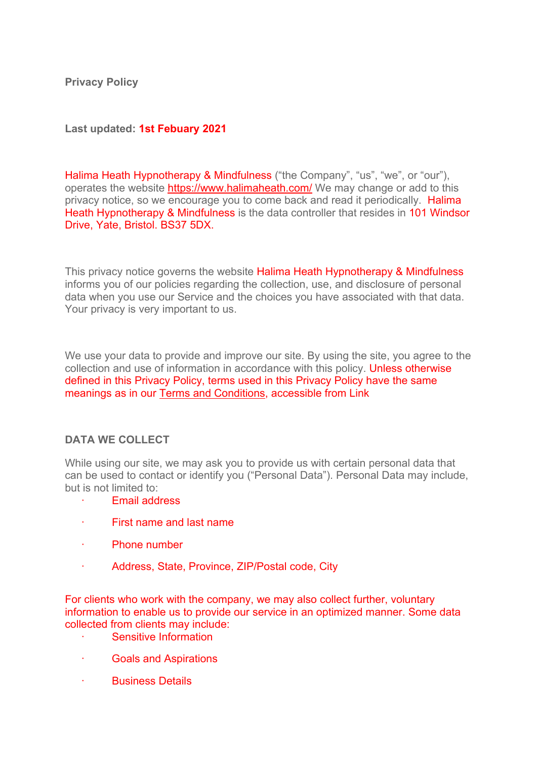**Privacy Policy**

**Last updated: 1st Febuary 2021**

Halima Heath Hypnotherapy & Mindfulness ("the Company", "us", "we", or "our"), operates the website https://www.halimaheath.com/ We may change or add to this privacy notice, so we encourage you to come back and read it periodically. Halima Heath Hypnotherapy & Mindfulness is the data controller that resides in 101 Windsor Drive, Yate, Bristol. BS37 5DX.

This privacy notice governs the website Halima Heath Hypnotherapy & Mindfulness informs you of our policies regarding the collection, use, and disclosure of personal data when you use our Service and the choices you have associated with that data. Your privacy is very important to us.

We use your data to provide and improve our site. By using the site, you agree to the collection and use of information in accordance with this policy. Unless otherwise defined in this Privacy Policy, terms used in this Privacy Policy have the same meanings as in our Terms and Conditions, accessible from Link

**DATA WE COLLECT**

While using our site, we may ask you to provide us with certain personal data that can be used to contact or identify you ("Personal Data"). Personal Data may include, but is not limited to:

- Email address
- First name and last name
- Phone number
- Address, State, Province, ZIP/Postal code, City

For clients who work with the company, we may also collect further, voluntary information to enable us to provide our service in an optimized manner. Some data collected from clients may include:

- Sensitive Information
- Goals and Aspirations
- Business Details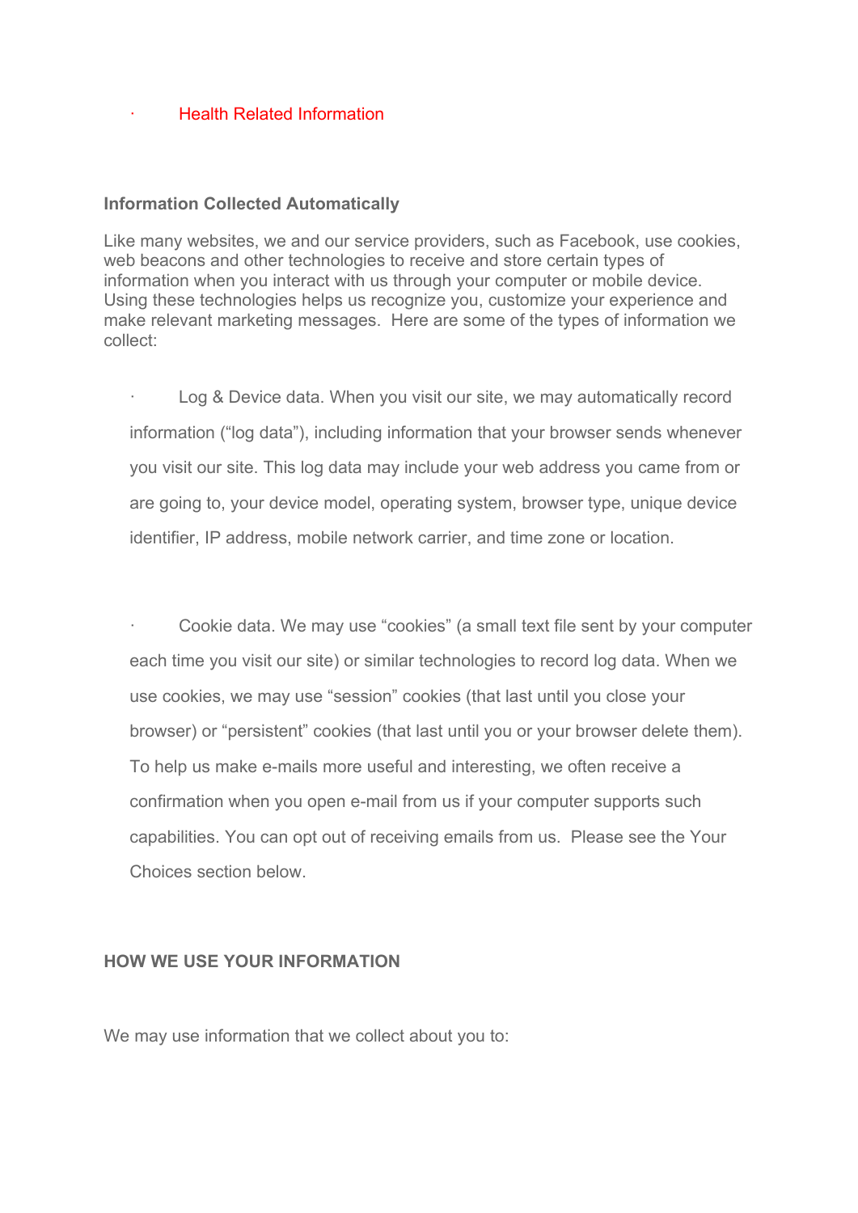- Health Related Information

**Information Collected Automatically**

Like many websites, we and our service providers, such as Facebook, use cookies, web beacons and other technologies to receive and store certain types of information when you interact with us through your computer or mobile device. Using these technologies helps us recognize you, customize your experience and make relevant marketing messages. Here are some of the types of information we collect:

- Log & Device data. When you visit our site, we may automatically record information ("log data"), including information that your browser sends whenever you visit our site. This log data may include your web address you came from or are going to, your device model, operating system, browser type, unique device identifier, IP address, mobile network carrier, and time zone or location.

- Cookie data. We may use "cookies" (a small text file sent by your computer each time you visit our site) or similar technologies to record log data. When we use cookies, we may use "session" cookies (that last until you close your browser) or "persistent" cookies (that last until you or your browser delete them). To help us make e-mails more useful and interesting, we often receive a confirmation when you open e-mail from us if your computer supports such capabilities. You can opt out of receiving emails from us. Please see the Your Choices section below.

**HOW WE USE YOUR INFORMATION**

We may use information that we collect about you to: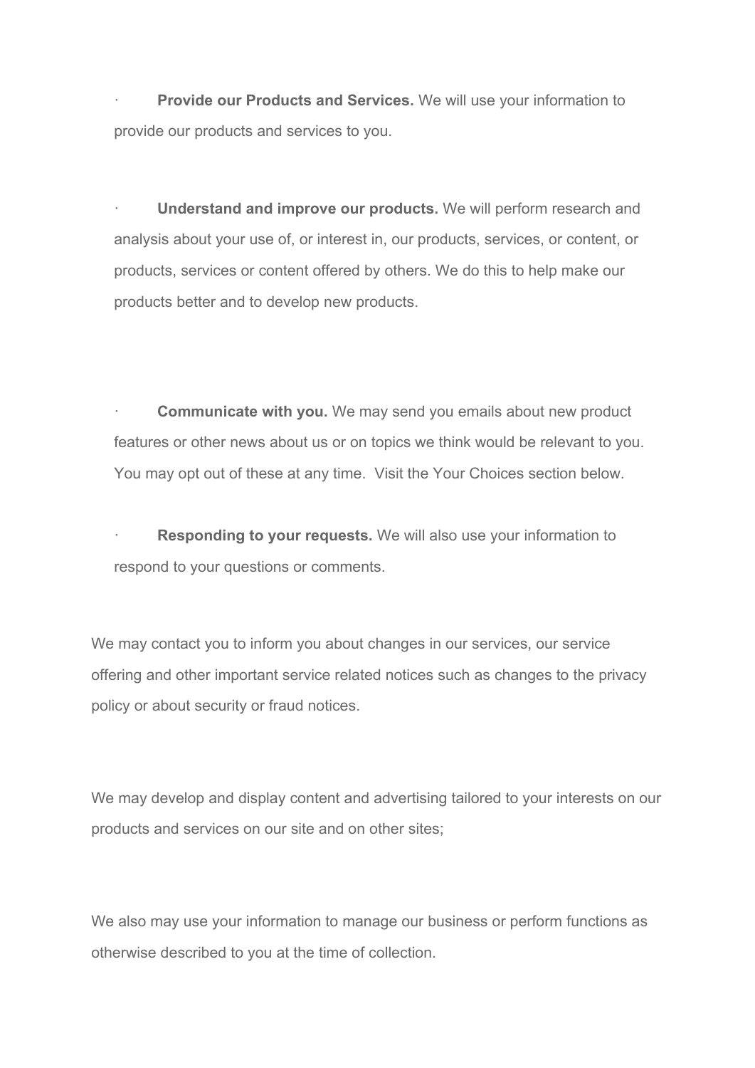- **Provide our Products and Services.** We will use your information to provide our products and services to you.

- **Understand and improve our products.** We will perform research and analysis about your use of, or interest in, our products, services, or content, or products, services or content offered by others. We do this to help make our products better and to develop new products.

- **Communicate with you.** We may send you emails about new product features or other news about us or on topics we think would be relevant to you. You may opt out of these at any time. Visit the Your Choices section below.

- **Responding to your requests.** We will also use your information to respond to your questions or comments.

We may contact you to inform you about changes in our services, our service offering and other important service related notices such as changes to the privacy policy or about security or fraud notices.

We may develop and display content and advertising tailored to your interests on our products and services on our site and on other sites;

We also may use your information to manage our business or perform functions as otherwise described to you at the time of collection.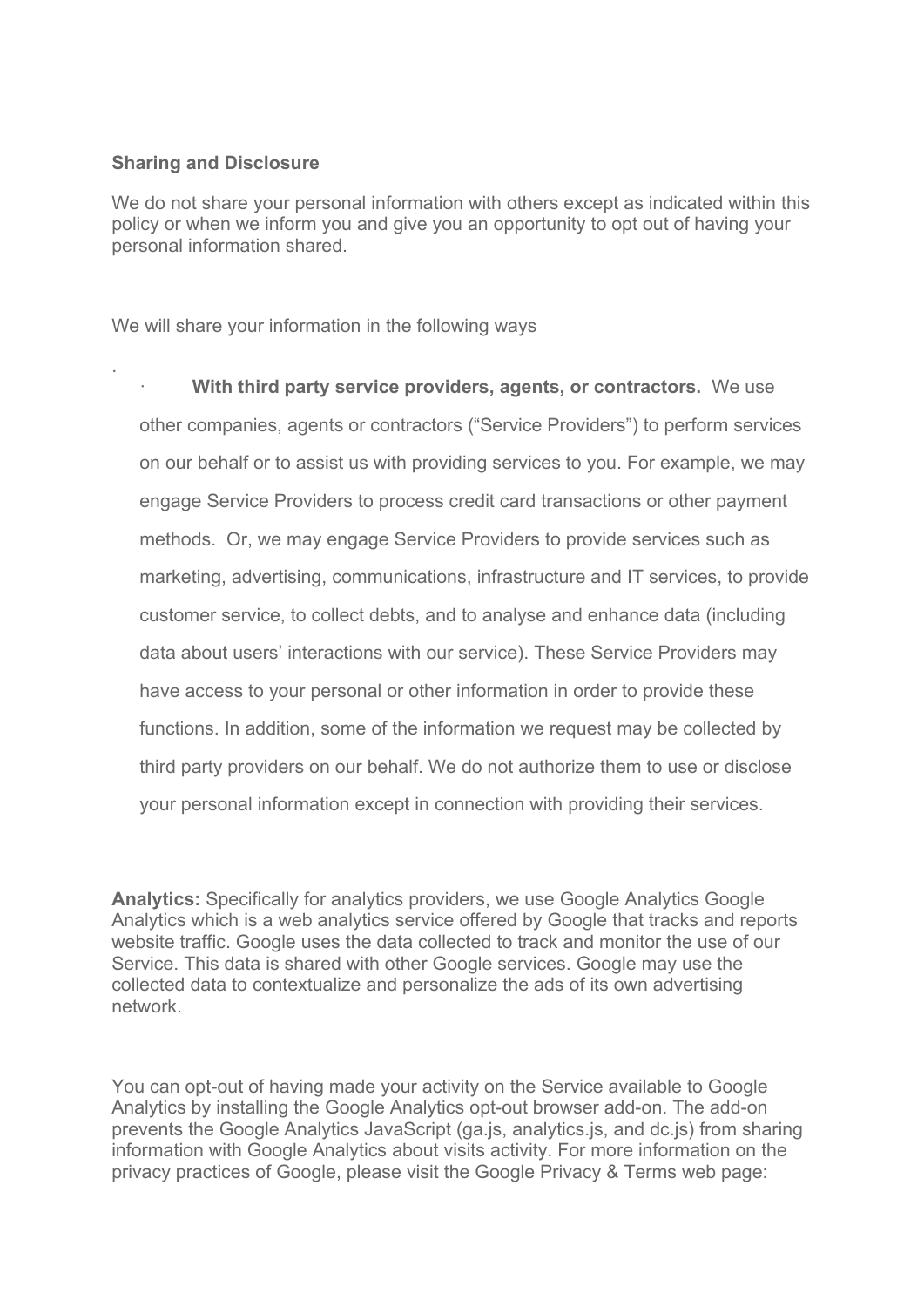**Sharing and Disclosure**

We do not share your personal information with others except as indicated within this policy or when we inform you and give you an opportunity to opt out of having your personal information shared.

We will share your information in the following ways

.

- **With third party service providers, agents, or contractors.** We use other companies, agents or contractors ("Service Providers") to perform services on our behalf or to assist us with providing services to you. For example, we may engage Service Providers to process credit card transactions or other payment methods. Or, we may engage Service Providers to provide services such as marketing, advertising, communications, infrastructure and IT services, to provide customer service, to collect debts, and to analyse and enhance data (including data about users' interactions with our service). These Service Providers may have access to your personal or other information in order to provide these functions. In addition, some of the information we request may be collected by third party providers on our behalf. We do not authorize them to use or disclose your personal information except in connection with providing their services.

**Analytics:** Specifically for analytics providers, we use Google Analytics Google Analytics which is a web analytics service offered by Google that tracks and reports website traffic. Google uses the data collected to track and monitor the use of our Service. This data is shared with other Google services. Google may use the collected data to contextualize and personalize the ads of its own advertising network.

You can opt-out of having made your activity on the Service available to Google Analytics by installing the Google Analytics opt-out browser add-on. The add-on prevents the Google Analytics JavaScript (ga.js, analytics.js, and dc.js) from sharing information with Google Analytics about visits activity. For more information on the privacy practices of Google, please visit the Google Privacy & Terms web page: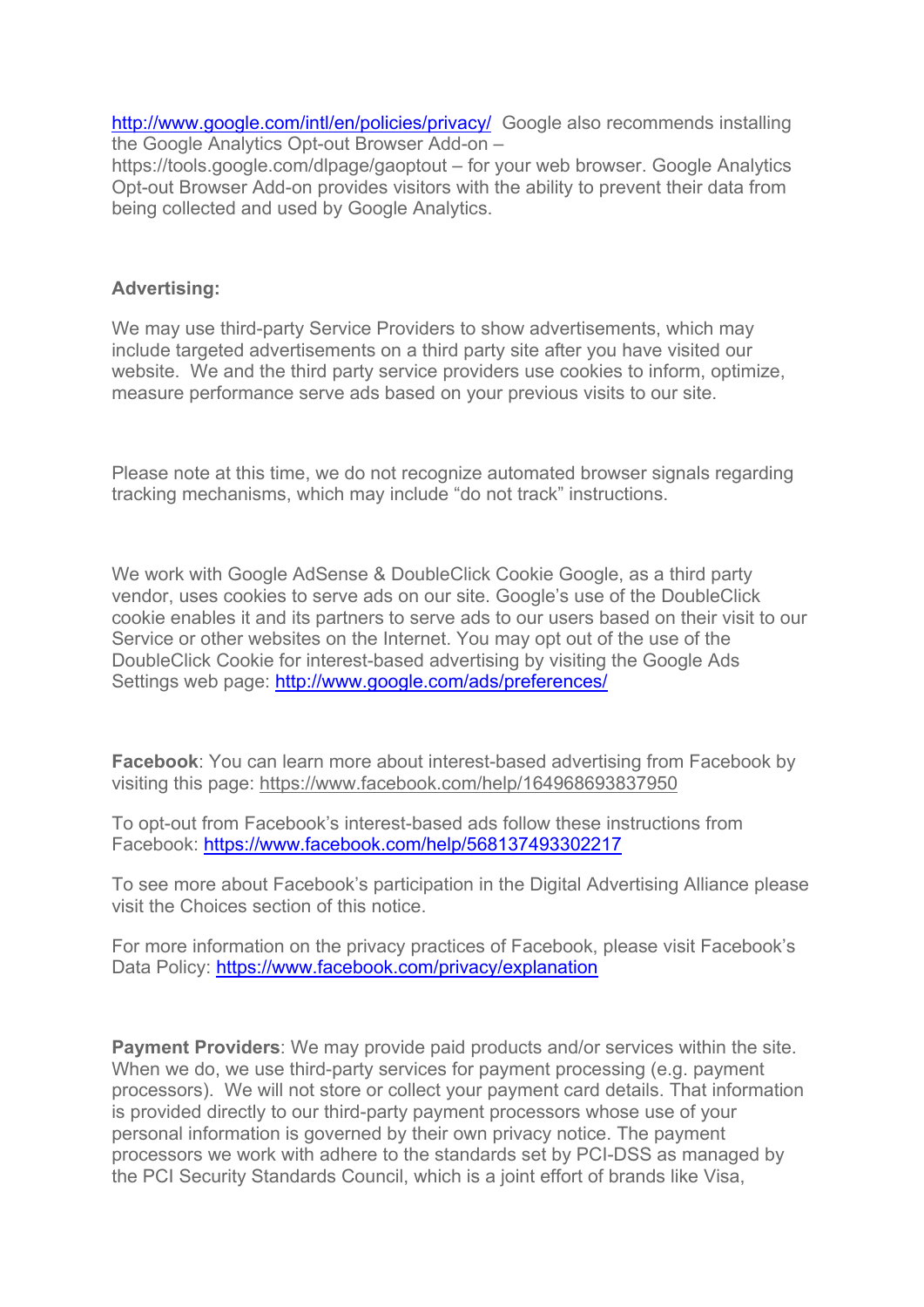http://www.google.com/intl/en/policies/privacy/ Google also recommends installing the Google Analytics Opt-out Browser Add-on – https://tools.google.com/dlpage/gaoptout – for your web browser. Google Analytics Opt-out Browser Add-on provides visitors with the ability to prevent their data from being collected and used by Google Analytics.

**Advertising:**

We may use third-party Service Providers to show advertisements, which may include targeted advertisements on a third party site after you have visited our website. We and the third party service providers use cookies to inform, optimize, measure performance serve ads based on your previous visits to our site.

Please note at this time, we do not recognize automated browser signals regarding tracking mechanisms, which may include "do not track" instructions.

We work with Google AdSense & DoubleClick Cookie Google, as a third party vendor, uses cookies to serve ads on our site. Google's use of the DoubleClick cookie enables it and its partners to serve ads to our users based on their visit to our Service or other websites on the Internet. You may opt out of the use of the DoubleClick Cookie for interest-based advertising by visiting the Google Ads Settings web page: http://www.google.com/ads/preferences/

**Facebook**: You can learn more about interest-based advertising from Facebook by visiting this page: https://www.facebook.com/help/164968693837950

To opt-out from Facebook's interest-based ads follow these instructions from Facebook: https://www.facebook.com/help/568137493302217

To see more about Facebook's participation in the Digital Advertising Alliance please visit the Choices section of this notice.

For more information on the privacy practices of Facebook, please visit Facebook's Data Policy: https://www.facebook.com/privacy/explanation

**Payment Providers**: We may provide paid products and/or services within the site. When we do, we use third-party services for payment processing (e.g. payment processors). We will not store or collect your payment card details. That information is provided directly to our third-party payment processors whose use of your personal information is governed by their own privacy notice. The payment processors we work with adhere to the standards set by PCI-DSS as managed by the PCI Security Standards Council, which is a joint effort of brands like Visa,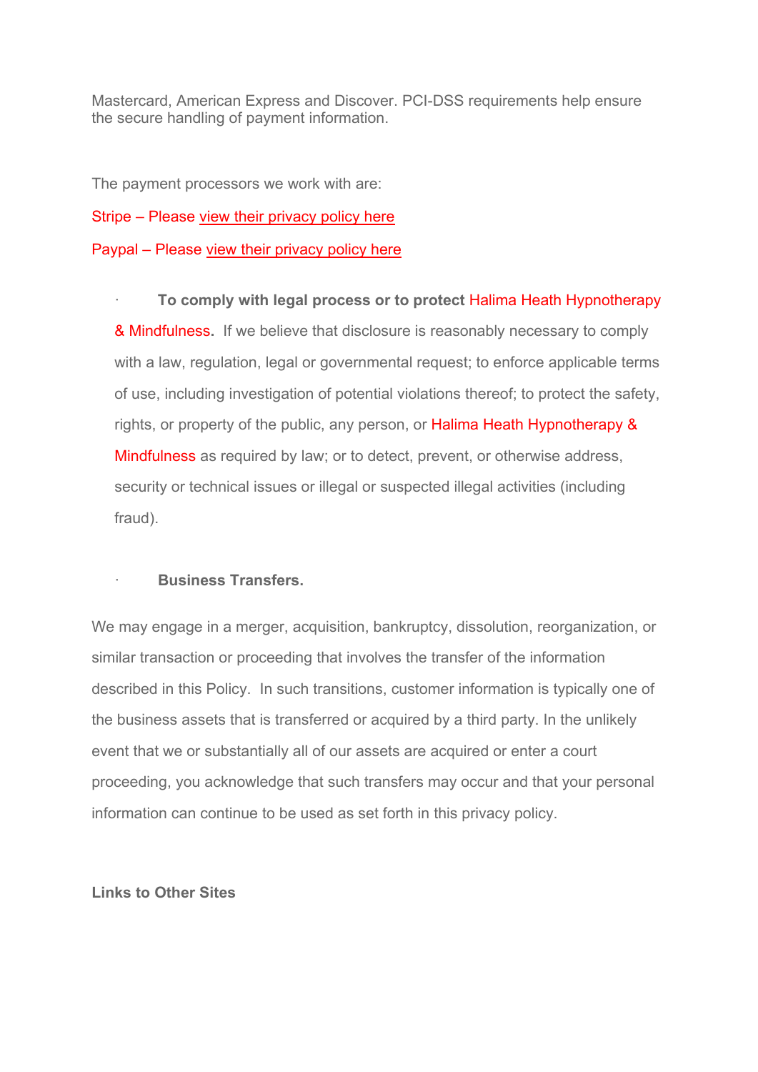Mastercard, American Express and Discover. PCI-DSS requirements help ensure the secure handling of payment information.

The payment processors we work with are:

Stripe – Please view their privacy policy here

Paypal – Please view their privacy policy here

- **To comply with legal process or to protect** Halima Heath Hypnotherapy & Mindfulness**.** If we believe that disclosure is reasonably necessary to comply with a law, regulation, legal or governmental request; to enforce applicable terms of use, including investigation of potential violations thereof; to protect the safety, rights, or property of the public, any person, or Halima Heath Hypnotherapy & Mindfulness as required by law; or to detect, prevent, or otherwise address, security or technical issues or illegal or suspected illegal activities (including fraud).

- **Business Transfers.**

We may engage in a merger, acquisition, bankruptcy, dissolution, reorganization, or similar transaction or proceeding that involves the transfer of the information described in this Policy. In such transitions, customer information is typically one of the business assets that is transferred or acquired by a third party. In the unlikely event that we or substantially all of our assets are acquired or enter a court proceeding, you acknowledge that such transfers may occur and that your personal information can continue to be used as set forth in this privacy policy.

**Links to Other Sites**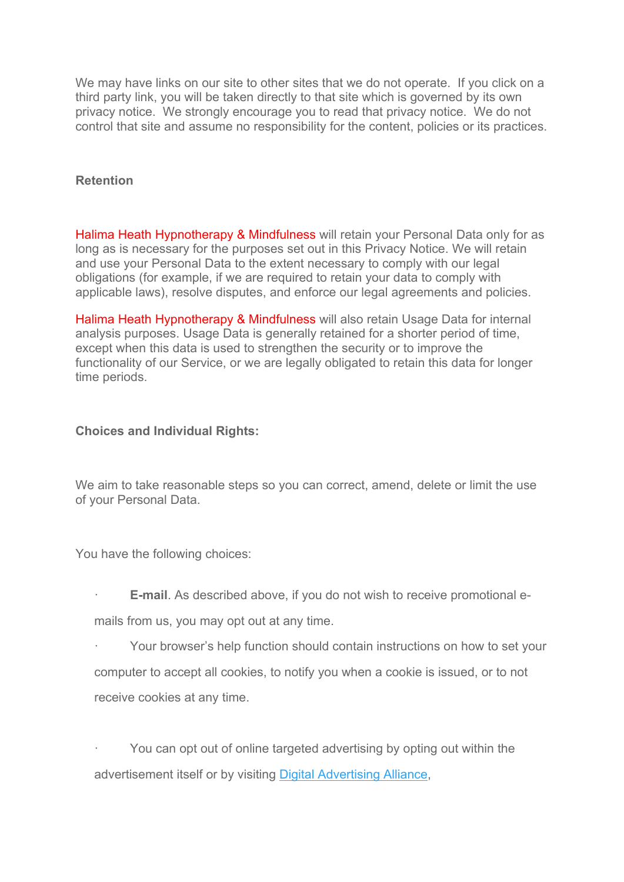We may have links on our site to other sites that we do not operate. If you click on a third party link, you will be taken directly to that site which is governed by its own privacy notice. We strongly encourage you to read that privacy notice. We do not control that site and assume no responsibility for the content, policies or its practices.

**Retention**

Halima Heath Hypnotherapy & Mindfulness will retain your Personal Data only for as long as is necessary for the purposes set out in this Privacy Notice. We will retain and use your Personal Data to the extent necessary to comply with our legal obligations (for example, if we are required to retain your data to comply with applicable laws), resolve disputes, and enforce our legal agreements and policies.

Halima Heath Hypnotherapy & Mindfulness will also retain Usage Data for internal analysis purposes. Usage Data is generally retained for a shorter period of time, except when this data is used to strengthen the security or to improve the functionality of our Service, or we are legally obligated to retain this data for longer time periods.

**Choices and Individual Rights:**

We aim to take reasonable steps so you can correct, amend, delete or limit the use of your Personal Data.

You have the following choices:

- **E-mail**. As described above, if you do not wish to receive promotional e-mails from us, you may opt out at any time.
- Your browser's help function should contain instructions on how to set your computer to accept all cookies, to notify you when a cookie is issued, or to not receive cookies at any time.
- You can opt out of online targeted advertising by opting out within the advertisement itself or by visiting Digital Advertising Alliance,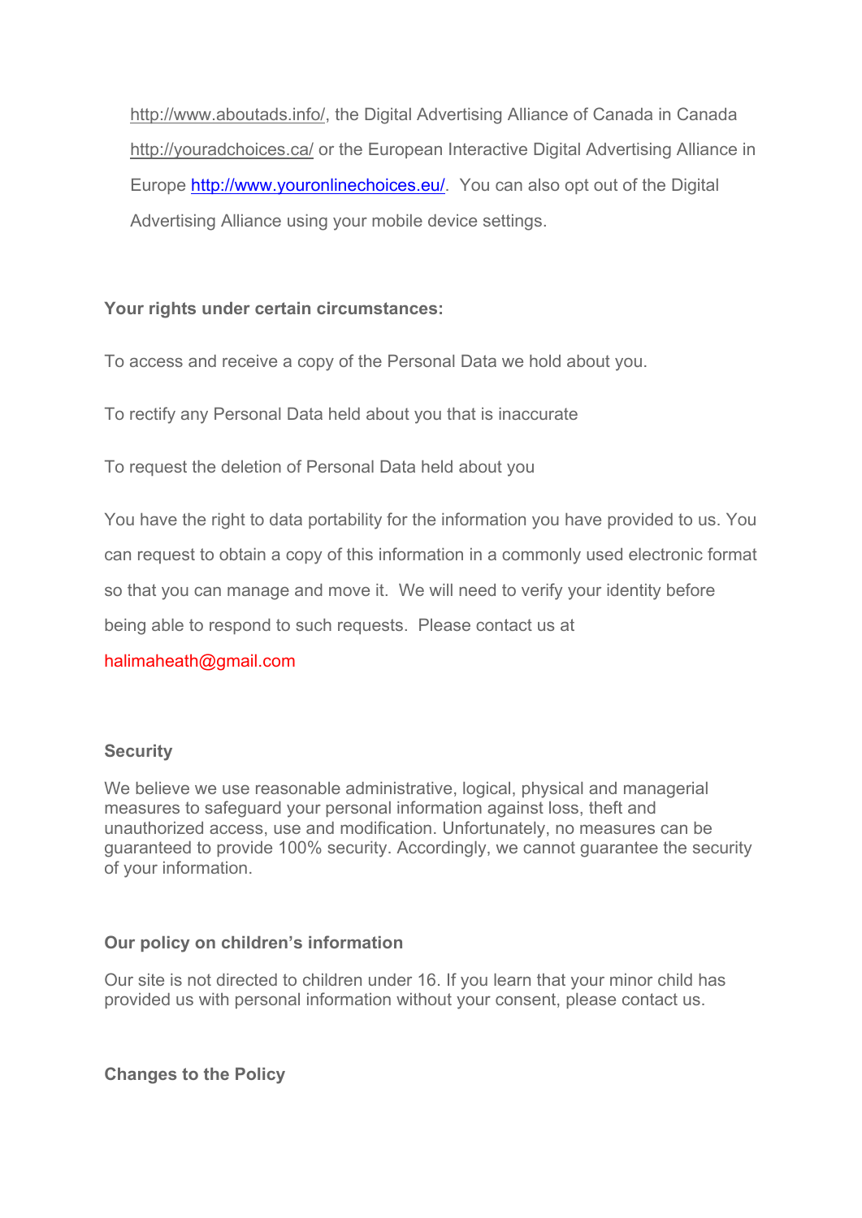http://www.aboutads.info/, the Digital Advertising Alliance of Canada in Canada http://youradchoices.ca/ or the European Interactive Digital Advertising Alliance in Europe http://www.youronlinechoices.eu/. You can also opt out of the Digital Advertising Alliance using your mobile device settings.

**Your rights under certain circumstances:**

To access and receive a copy of the Personal Data we hold about you.

To rectify any Personal Data held about you that is inaccurate

To request the deletion of Personal Data held about you

You have the right to data portability for the information you have provided to us. You can request to obtain a copy of this information in a commonly used electronic format so that you can manage and move it. We will need to verify your identity before being able to respond to such requests. Please contact us at

halimaheath@gmail.com

**Security**

We believe we use reasonable administrative, logical, physical and managerial measures to safeguard your personal information against loss, theft and unauthorized access, use and modification. Unfortunately, no measures can be guaranteed to provide 100% security. Accordingly, we cannot guarantee the security of your information.

**Our policy on children's information**

Our site is not directed to children under 16. If you learn that your minor child has provided us with personal information without your consent, please contact us.

**Changes to the Policy**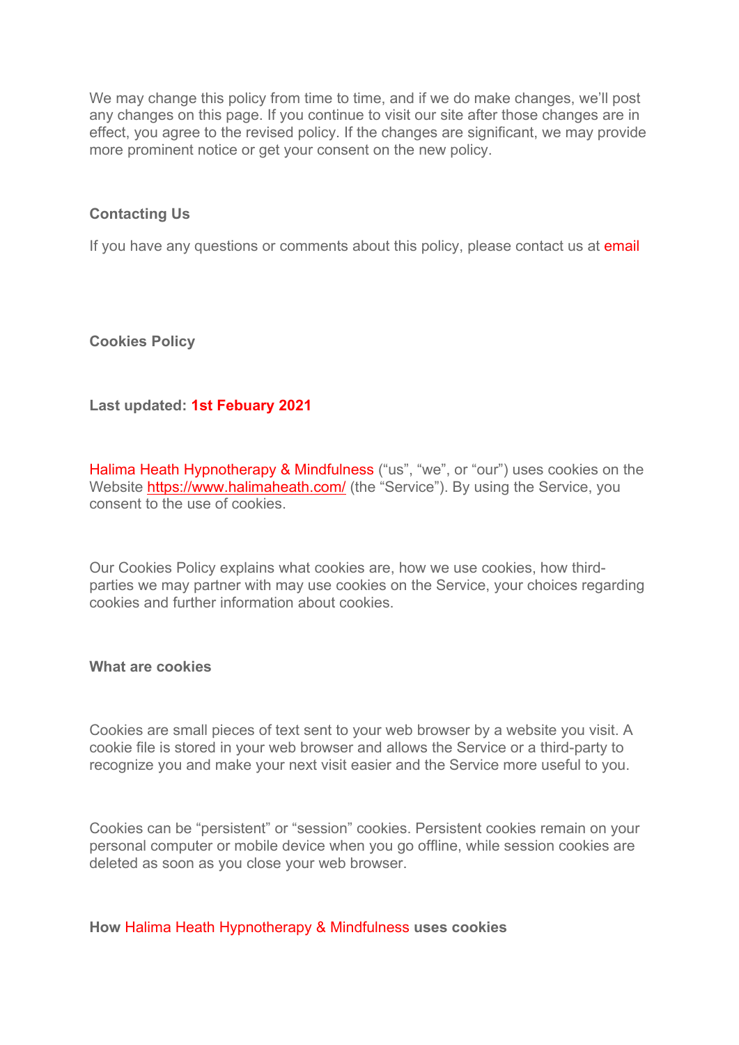We may change this policy from time to time, and if we do make changes, we'll post any changes on this page. If you continue to visit our site after those changes are in effect, you agree to the revised policy. If the changes are significant, we may provide more prominent notice or get your consent on the new policy.

**Contacting Us**

If you have any questions or comments about this policy, please contact us at email

## Cookies Policy

**Last updated: 1st Febuary 2021**

Halima Heath Hypnotherapy & Mindfulness ("us", "we", or "our") uses cookies on the Website https://www.halimaheath.com/ (the "Service"). By using the Service, you consent to the use of cookies.

Our Cookies Policy explains what cookies are, how we use cookies, how third-parties we may partner with may use cookies on the Service, your choices regarding cookies and further information about cookies.

**What are cookies**

Cookies are small pieces of text sent to your web browser by a website you visit. A cookie file is stored in your web browser and allows the Service or a third-party to recognize you and make your next visit easier and the Service more useful to you.

Cookies can be "persistent" or "session" cookies. Persistent cookies remain on your personal computer or mobile device when you go offline, while session cookies are deleted as soon as you close your web browser.

**How Halima Heath Hypnotherapy & Mindfulness uses cookies**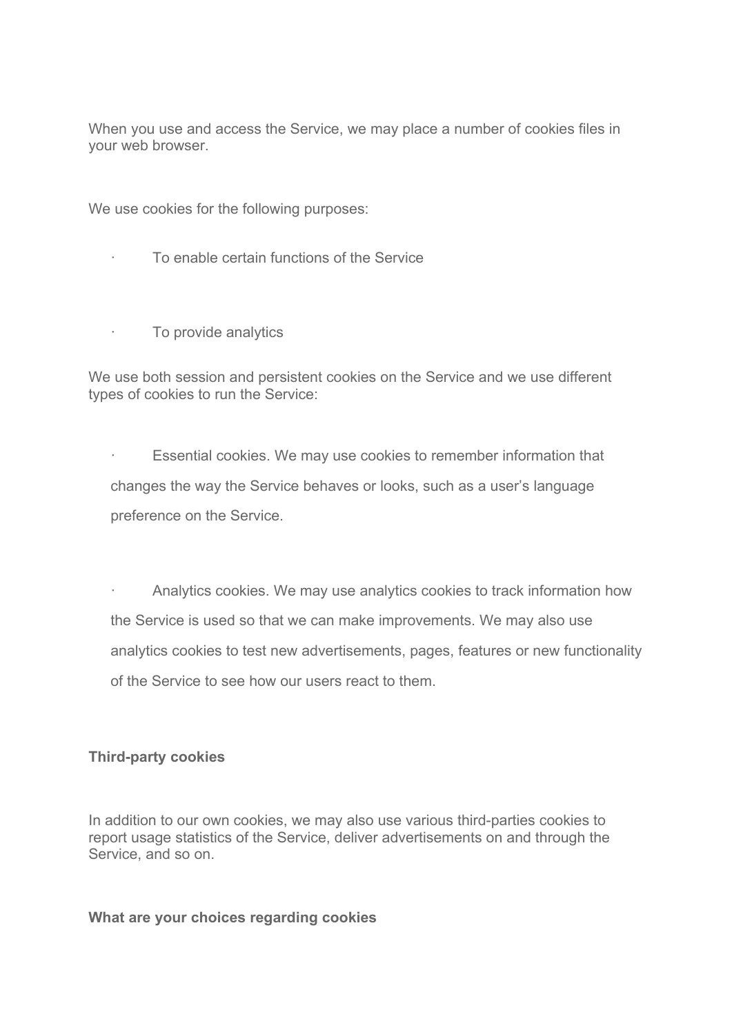When you use and access the Service, we may place a number of cookies files in your web browser.

We use cookies for the following purposes:

- To enable certain functions of the Service

- To provide analytics

We use both session and persistent cookies on the Service and we use different types of cookies to run the Service:

- Essential cookies. We may use cookies to remember information that changes the way the Service behaves or looks, such as a user's language preference on the Service.

- Analytics cookies. We may use analytics cookies to track information how the Service is used so that we can make improvements. We may also use analytics cookies to test new advertisements, pages, features or new functionality of the Service to see how our users react to them.

**Third-party cookies**

In addition to our own cookies, we may also use various third-parties cookies to report usage statistics of the Service, deliver advertisements on and through the Service, and so on.

**What are your choices regarding cookies**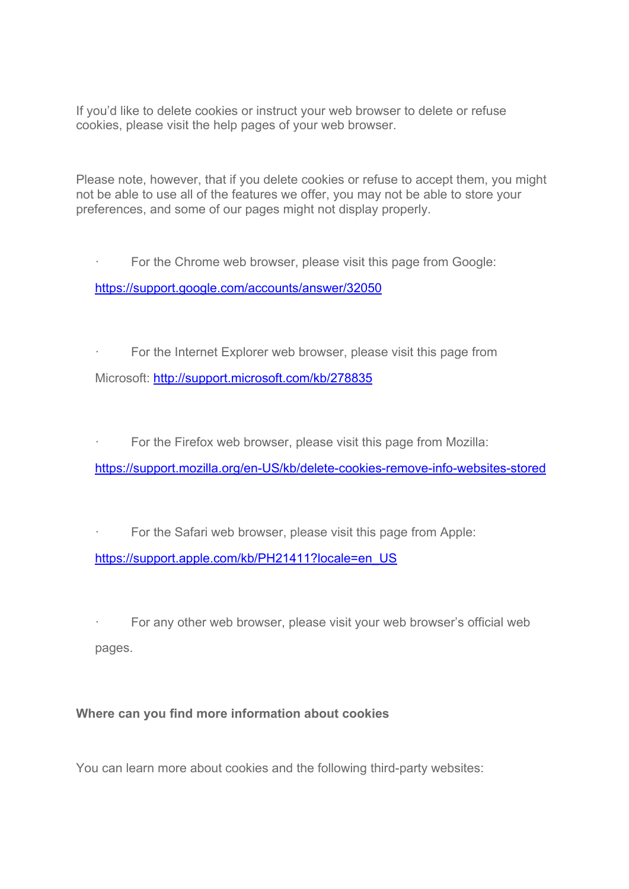If you'd like to delete cookies or instruct your web browser to delete or refuse cookies, please visit the help pages of your web browser.

Please note, however, that if you delete cookies or refuse to accept them, you might not be able to use all of the features we offer, you may not be able to store your preferences, and some of our pages might not display properly.

- For the Chrome web browser, please visit this page from Google: https://support.google.com/accounts/answer/32050
- For the Internet Explorer web browser, please visit this page from Microsoft: http://support.microsoft.com/kb/278835
- For the Firefox web browser, please visit this page from Mozilla: https://support.mozilla.org/en-US/kb/delete-cookies-remove-info-websites-stored
- For the Safari web browser, please visit this page from Apple: https://support.apple.com/kb/PH21411?locale=en_US
- For any other web browser, please visit your web browser's official web pages.

**Where can you find more information about cookies**

You can learn more about cookies and the following third-party websites: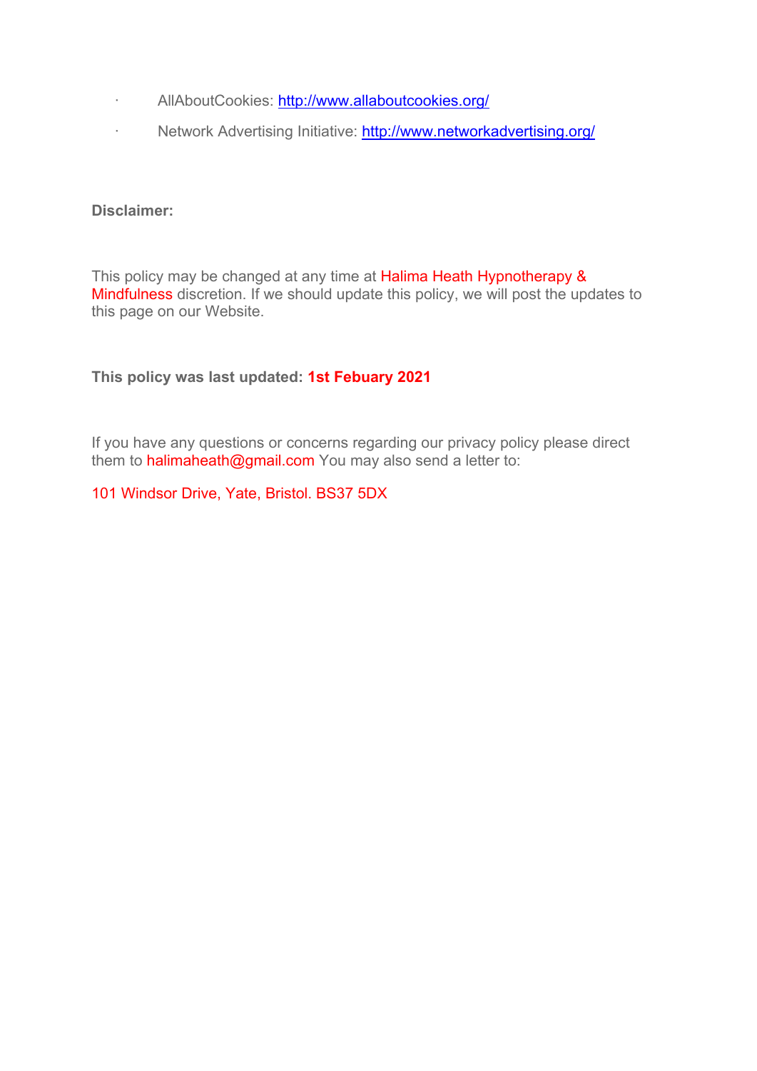- AllAboutCookies: http://www.allaboutcookies.org/
- Network Advertising Initiative: http://www.networkadvertising.org/

**Disclaimer:**

This policy may be changed at any time at Halima Heath Hypnotherapy & Mindfulness discretion. If we should update this policy, we will post the updates to this page on our Website.

**This policy was last updated: 1st Febuary 2021**

If you have any questions or concerns regarding our privacy policy please direct them to halimaheath@gmail.com You may also send a letter to:

101 Windsor Drive, Yate, Bristol. BS37 5DX